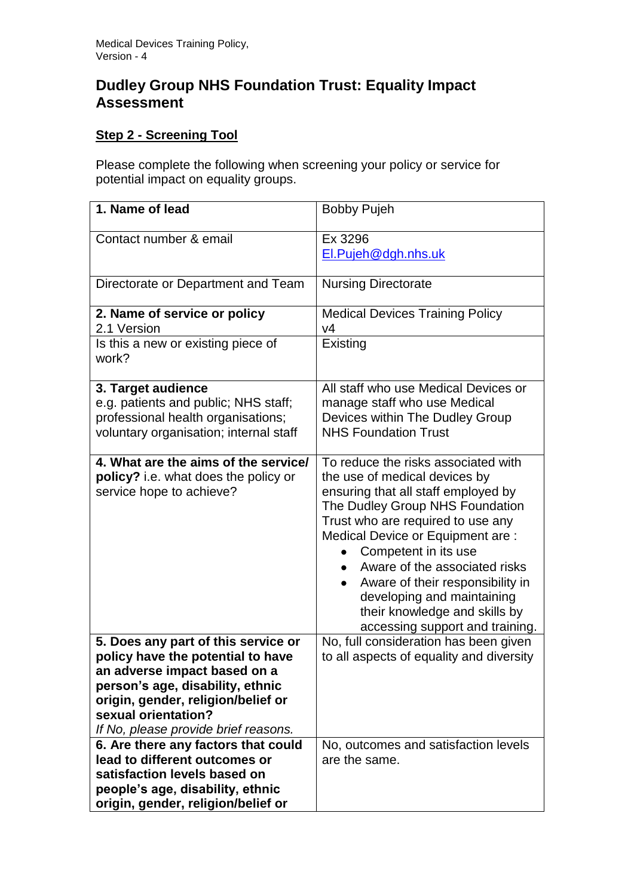# Dudley Group NHS Foundation Trust: Equality Impact Assessment

## Step 2 - Screening Tool

Please complete the following when screening your policy or service for potential impact on equality groups.

| | |
|---|---|
| **1. Name of lead** | Bobby Pujeh |
| Contact number & email | Ex 3296<br>El.Pujeh@dgh.nhs.uk |
| Directorate or Department and Team | Nursing Directorate |
| **2. Name of service or policy**<br>2.1 Version | Medical Devices Training Policy<br>v4 |
| Is this a new or existing piece of work? | Existing |
| **3. Target audience**<br>e.g. patients and public; NHS staff; professional health organisations; voluntary organisation; internal staff | All staff who use Medical Devices or manage staff who use Medical Devices within The Dudley Group NHS Foundation Trust |
| **4. What are the aims of the service/ policy?** i.e. what does the policy or service hope to achieve? | To reduce the risks associated with the use of medical devices by ensuring that all staff employed by The Dudley Group NHS Foundation Trust who are required to use any Medical Device or Equipment are :<br>• Competent in its use<br>• Aware of the associated risks<br>• Aware of their responsibility in developing and maintaining their knowledge and skills by accessing support and training. |
| **5. Does any part of this service or policy have the potential to have an adverse impact based on a person's age, disability, ethnic origin, gender, religion/belief or sexual orientation?**<br>*If No, please provide brief reasons.* | No, full consideration has been given to all aspects of equality and diversity |
| **6. Are there any factors that could lead to different outcomes or satisfaction levels based on people's age, disability, ethnic origin, gender, religion/belief or** | No, outcomes and satisfaction levels are the same. |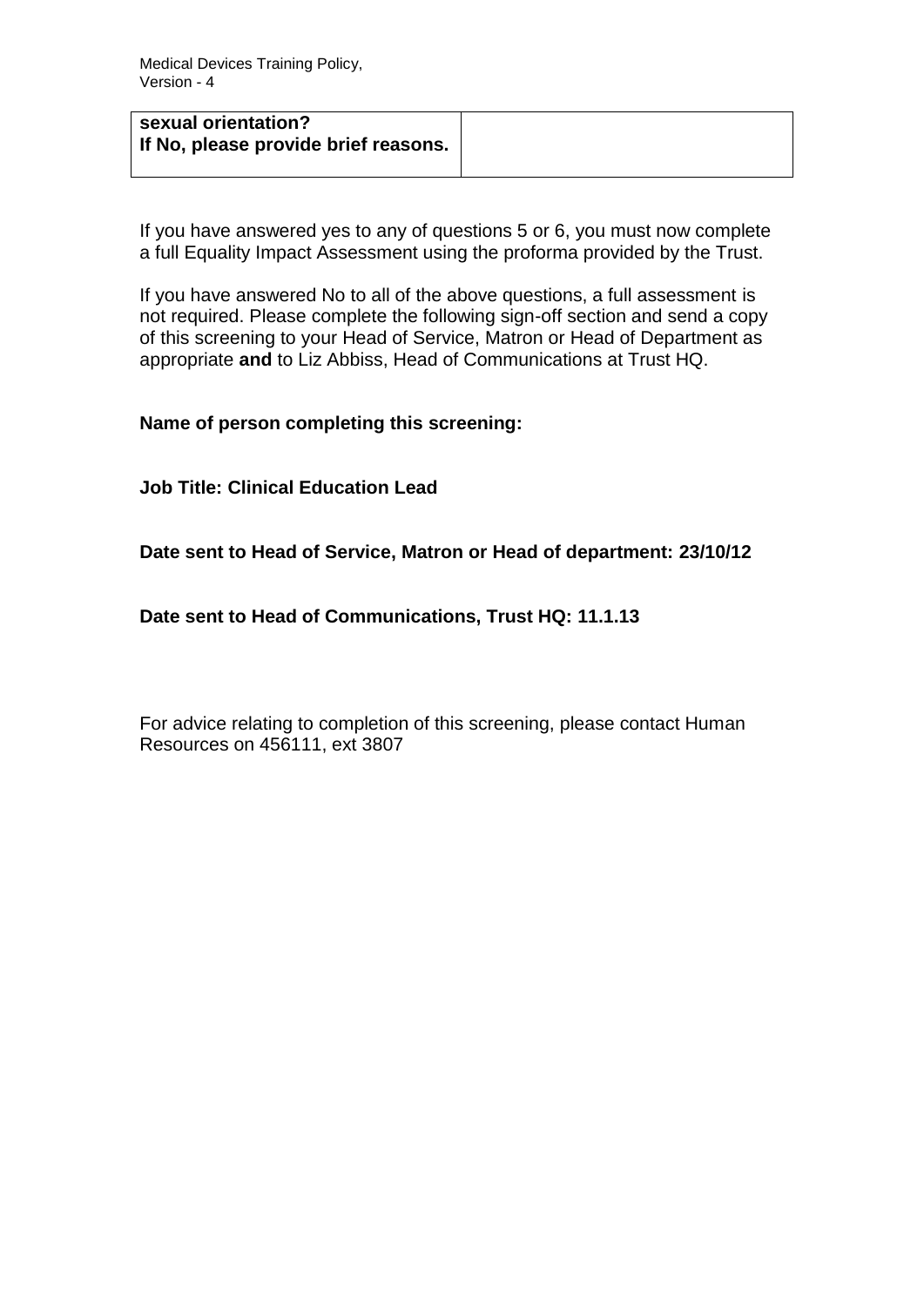| | |
|---|---|
| **sexual orientation?**<br>**If No, please provide brief reasons.** | |

If you have answered yes to any of questions 5 or 6, you must now complete a full Equality Impact Assessment using the proforma provided by the Trust.

If you have answered No to all of the above questions, a full assessment is not required. Please complete the following sign-off section and send a copy of this screening to your Head of Service, Matron or Head of Department as appropriate **and** to Liz Abbiss, Head of Communications at Trust HQ.

**Name of person completing this screening:**

**Job Title: Clinical Education Lead**

**Date sent to Head of Service, Matron or Head of department: 23/10/12**

**Date sent to Head of Communications, Trust HQ: 11.1.13**

For advice relating to completion of this screening, please contact Human Resources on 456111, ext 3807